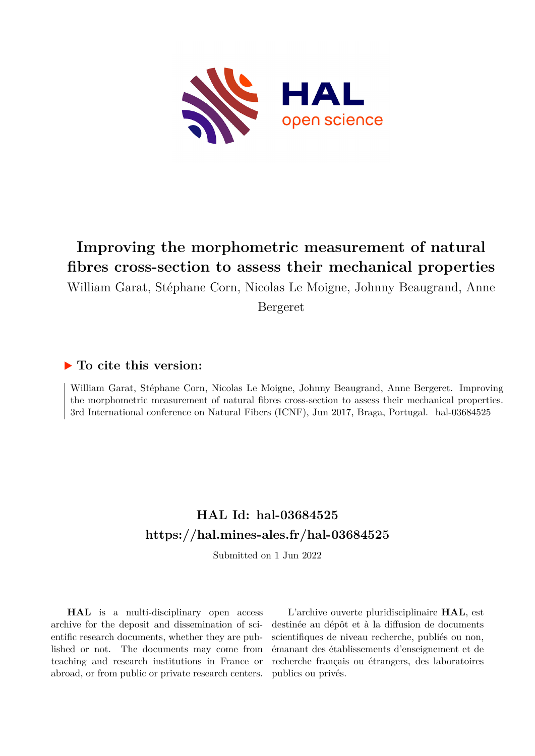# Improving the morphometric measurement of natural fibres cross-section to assess their mechanical properties

William Garat, Stéphane Corn, Nicolas Le Moigne, Johnny Beaugrand, Anne Bergeret

### ▶ To cite this version:

William Garat, Stéphane Corn, Nicolas Le Moigne, Johnny Beaugrand, Anne Bergeret. Improving the morphometric measurement of natural fibres cross-section to assess their mechanical properties. 3rd International conference on Natural Fibers (ICNF), Jun 2017, Braga, Portugal. hal-03684525

## HAL Id: hal-03684525
## https://hal.mines-ales.fr/hal-03684525

Submitted on 1 Jun 2022

**HAL** is a multi-disciplinary open access archive for the deposit and dissemination of scientific research documents, whether they are published or not. The documents may come from teaching and research institutions in France or abroad, or from public or private research centers.

L'archive ouverte pluridisciplinaire **HAL**, est destinée au dépôt et à la diffusion de documents scientifiques de niveau recherche, publiés ou non, émanant des établissements d'enseignement et de recherche français ou étrangers, des laboratoires publics ou privés.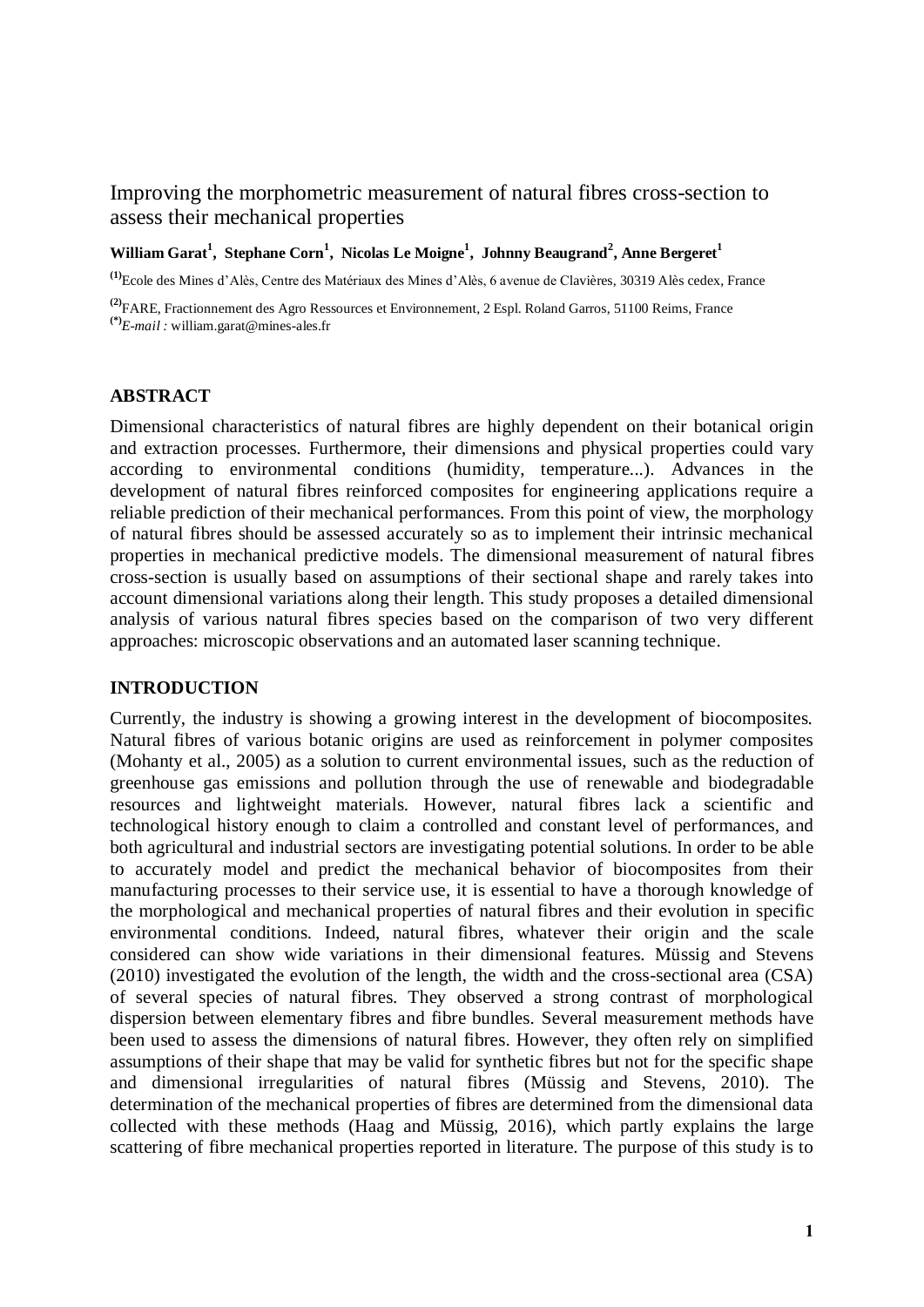# Improving the morphometric measurement of natural fibres cross-section to assess their mechanical properties

**William Garat[1], Stephane Corn[1], Nicolas Le Moigne[1], Johnny Beaugrand[2], Anne Bergeret[1]**

[(1)]Ecole des Mines d'Alès, Centre des Matériaux des Mines d'Alès, 6 avenue de Clavières, 30319 Alès cedex, France

[(2)]FARE, Fractionnement des Agro Ressources et Environnement, 2 Espl. Roland Garros, 51100 Reims, France
[(*)]*E-mail :* william.garat@mines-ales.fr

## ABSTRACT

Dimensional characteristics of natural fibres are highly dependent on their botanical origin and extraction processes. Furthermore, their dimensions and physical properties could vary according to environmental conditions (humidity, temperature...). Advances in the development of natural fibres reinforced composites for engineering applications require a reliable prediction of their mechanical performances. From this point of view, the morphology of natural fibres should be assessed accurately so as to implement their intrinsic mechanical properties in mechanical predictive models. The dimensional measurement of natural fibres cross-section is usually based on assumptions of their sectional shape and rarely takes into account dimensional variations along their length. This study proposes a detailed dimensional analysis of various natural fibres species based on the comparison of two very different approaches: microscopic observations and an automated laser scanning technique.

## INTRODUCTION

Currently, the industry is showing a growing interest in the development of biocomposites. Natural fibres of various botanic origins are used as reinforcement in polymer composites (Mohanty et al., 2005) as a solution to current environmental issues, such as the reduction of greenhouse gas emissions and pollution through the use of renewable and biodegradable resources and lightweight materials. However, natural fibres lack a scientific and technological history enough to claim a controlled and constant level of performances, and both agricultural and industrial sectors are investigating potential solutions. In order to be able to accurately model and predict the mechanical behavior of biocomposites from their manufacturing processes to their service use, it is essential to have a thorough knowledge of the morphological and mechanical properties of natural fibres and their evolution in specific environmental conditions. Indeed, natural fibres, whatever their origin and the scale considered can show wide variations in their dimensional features. Müssig and Stevens (2010) investigated the evolution of the length, the width and the cross-sectional area (CSA) of several species of natural fibres. They observed a strong contrast of morphological dispersion between elementary fibres and fibre bundles. Several measurement methods have been used to assess the dimensions of natural fibres. However, they often rely on simplified assumptions of their shape that may be valid for synthetic fibres but not for the specific shape and dimensional irregularities of natural fibres (Müssig and Stevens, 2010). The determination of the mechanical properties of fibres are determined from the dimensional data collected with these methods (Haag and Müssig, 2016), which partly explains the large scattering of fibre mechanical properties reported in literature. The purpose of this study is to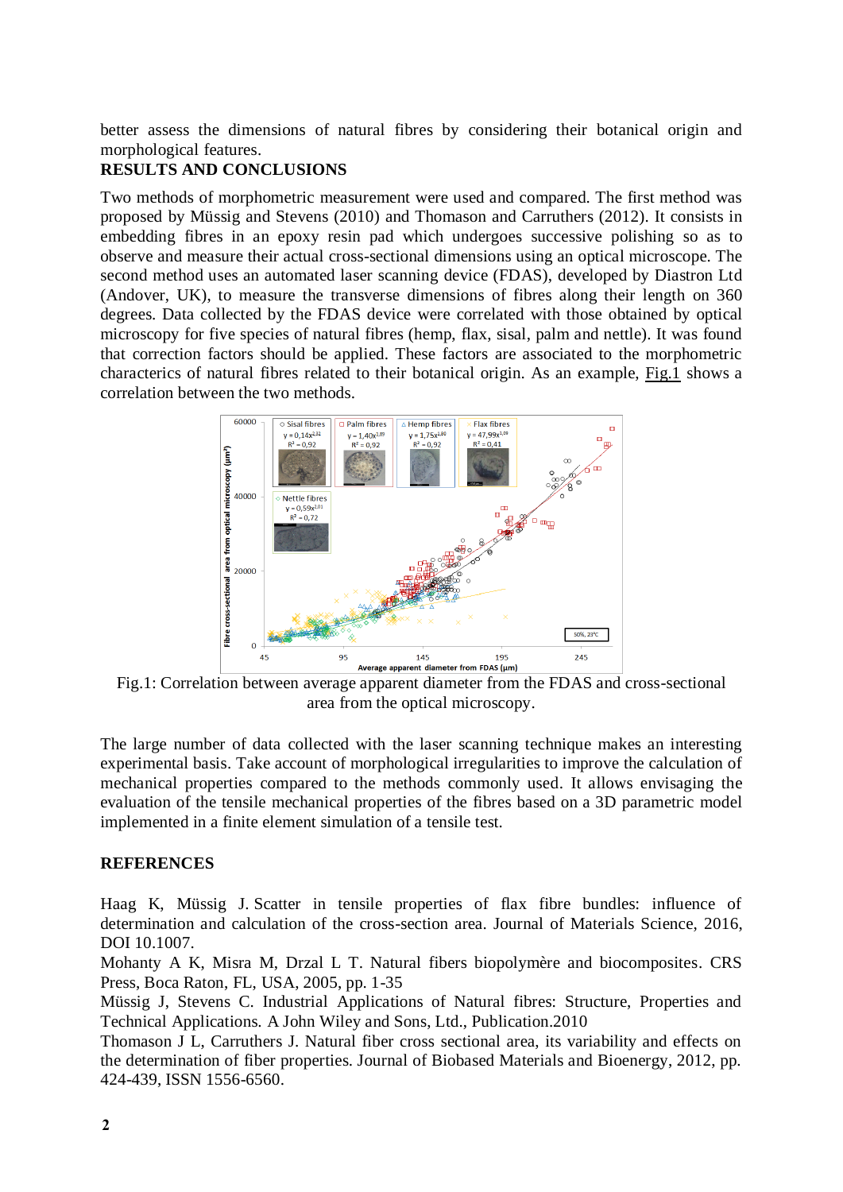better assess the dimensions of natural fibres by considering their botanical origin and morphological features.

**RESULTS AND CONCLUSIONS**

Two methods of morphometric measurement were used and compared. The first method was proposed by Müssig and Stevens (2010) and Thomason and Carruthers (2012). It consists in embedding fibres in an epoxy resin pad which undergoes successive polishing so as to observe and measure their actual cross-sectional dimensions using an optical microscope. The second method uses an automated laser scanning device (FDAS), developed by Diastron Ltd (Andover, UK), to measure the transverse dimensions of fibres along their length on 360 degrees. Data collected by the FDAS device were correlated with those obtained by optical microscopy for five species of natural fibres (hemp, flax, sisal, palm and nettle). It was found that correction factors should be applied. These factors are associated to the morphometric characterics of natural fibres related to their botanical origin. As an example, Fig.1 shows a correlation between the two methods.

Sisal fibres
$y = 0,14x^{2,32}$
$R^2 = 0,92$

Palm fibres
$y = 1,40x^{1,89}$
$R^2 = 0,92$

Hemp fibres
$y = 1,75x^{1,80}$
$R^2 = 0,92$

Flax fibres
$y = 47,99x^{1,09}$
$R^2 = 0,41$

Nettle fibres
$y = 0,59x^{2,01}$
$R^2 = 0,72$

Fibre cross-sectional area from optical microscopy (µm²)

60000
40000
20000
0

45 95 145 195 245

Average apparent diameter from FDAS (µm)

50%, 23°C

Fig.1: Correlation between average apparent diameter from the FDAS and cross-sectional area from the optical microscopy.

The large number of data collected with the laser scanning technique makes an interesting experimental basis. Take account of morphological irregularities to improve the calculation of mechanical properties compared to the methods commonly used. It allows envisaging the evaluation of the tensile mechanical properties of the fibres based on a 3D parametric model implemented in a finite element simulation of a tensile test.

**REFERENCES**

Haag K, Müssig J. Scatter in tensile properties of flax fibre bundles: influence of determination and calculation of the cross-section area. Journal of Materials Science, 2016, DOI 10.1007.

Mohanty A K, Misra M, Drzal L T. Natural fibers biopolymère and biocomposites. CRS Press, Boca Raton, FL, USA, 2005, pp. 1-35

Müssig J, Stevens C. Industrial Applications of Natural fibres: Structure, Properties and Technical Applications. A John Wiley and Sons, Ltd., Publication.2010

Thomason J L, Carruthers J. Natural fiber cross sectional area, its variability and effects on the determination of fiber properties. Journal of Biobased Materials and Bioenergy, 2012, pp. 424-439, ISSN 1556-6560.